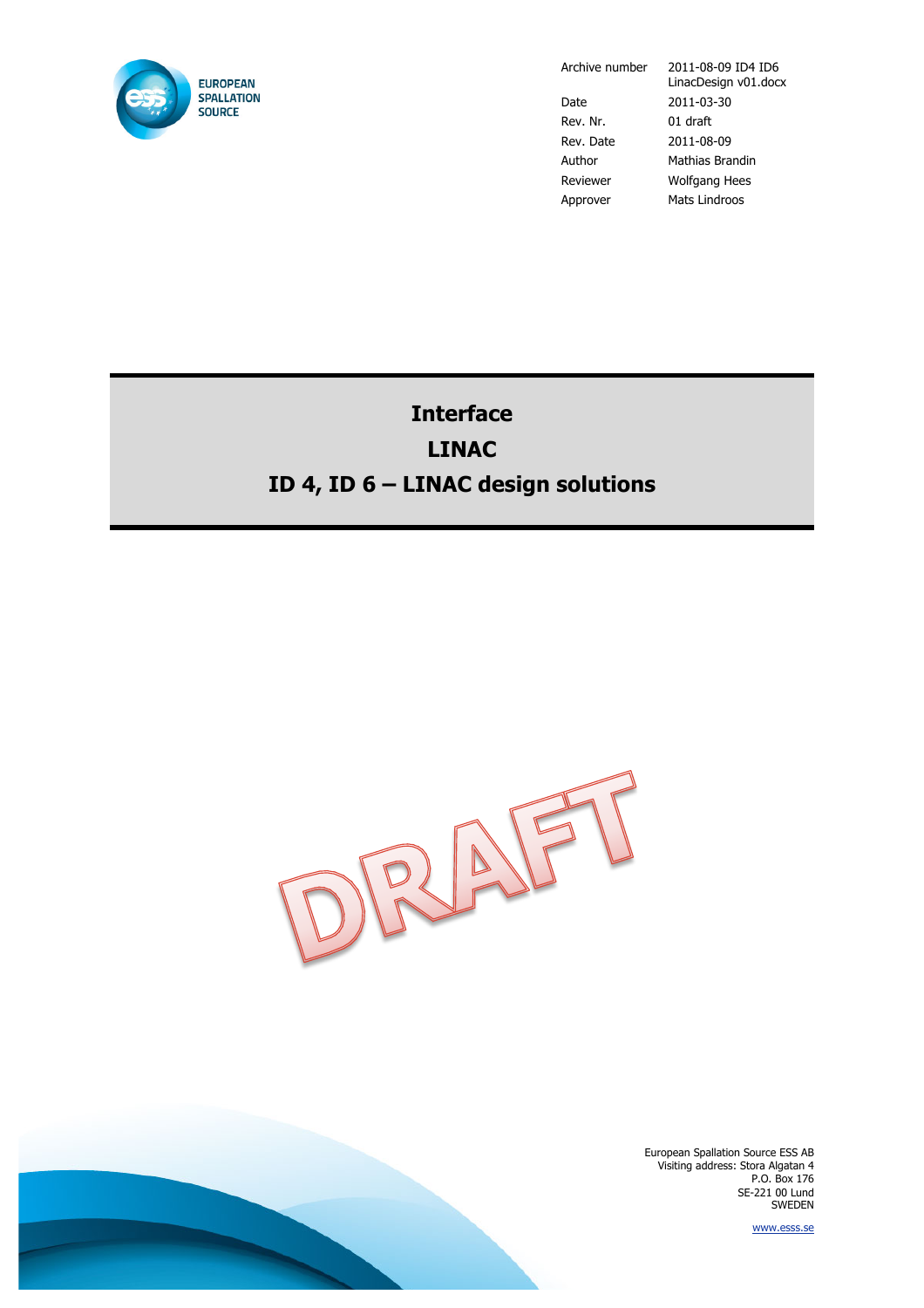EUROPEAN SPALLATION SOURCE

| | |
|---|---|
| Archive number | 2011-08-09 ID4 ID6 LinacDesign v01.docx |
| Date | 2011-03-30 |
| Rev. Nr. | 01 draft |
| Rev. Date | 2011-08-09 |
| Author | Mathias Brandin |
| Reviewer | Wolfgang Hees |
| Approver | Mats Lindroos |

# Interface

# LINAC

# ID 4, ID 6 – LINAC design solutions

DRAFT

European Spallation Source ESS AB
Visiting address: Stora Algatan 4
P.O. Box 176
SE-221 00 Lund
SWEDEN

www.esss.se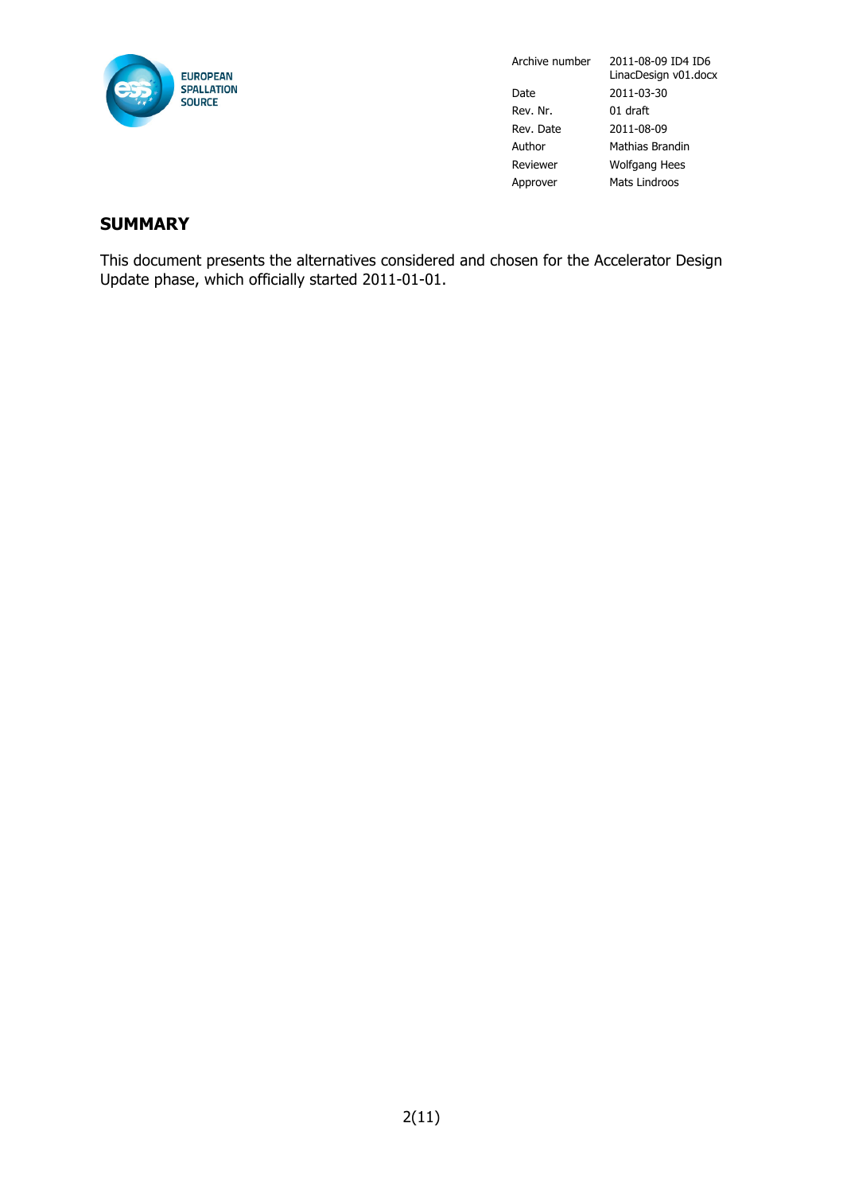| Archive number | 2011-08-09 ID4 ID6 LinacDesign v01.docx |
| --- | --- |
| Date | 2011-03-30 |
| Rev. Nr. | 01 draft |
| Rev. Date | 2011-08-09 |
| Author | Mathias Brandin |
| Reviewer | Wolfgang Hees |
| Approver | Mats Lindroos |

## SUMMARY

This document presents the alternatives considered and chosen for the Accelerator Design Update phase, which officially started 2011-01-01.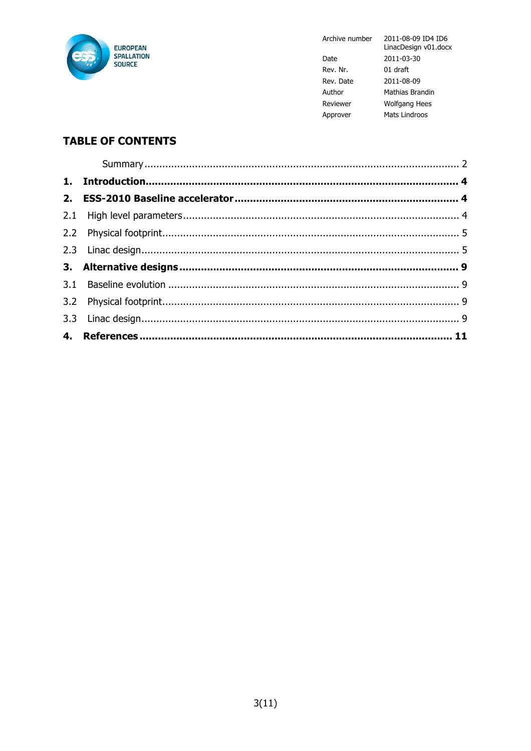| | |
|---|---|
| Archive number | 2011-08-09 ID4 ID6 LinacDesign v01.docx |
| Date | 2011-03-30 |
| Rev. Nr. | 01 draft |
| Rev. Date | 2011-08-09 |
| Author | Mathias Brandin |
| Reviewer | Wolfgang Hees |
| Approver | Mats Lindroos |

# TABLE OF CONTENTS

Summary ........................................................................................................ 2

**1. Introduction .................................................................................................. 4**

**2. ESS-2010 Baseline accelerator ........................................................................ 4**

2.1 High level parameters ........................................................................................ 4

2.2 Physical footprint ................................................................................................ 5

2.3 Linac design ....................................................................................................... 5

**3. Alternative designs .......................................................................................... 9**

3.1 Baseline evolution ............................................................................................... 9

3.2 Physical footprint ................................................................................................ 9

3.3 Linac design ....................................................................................................... 9

**4. References ................................................................................................... 11**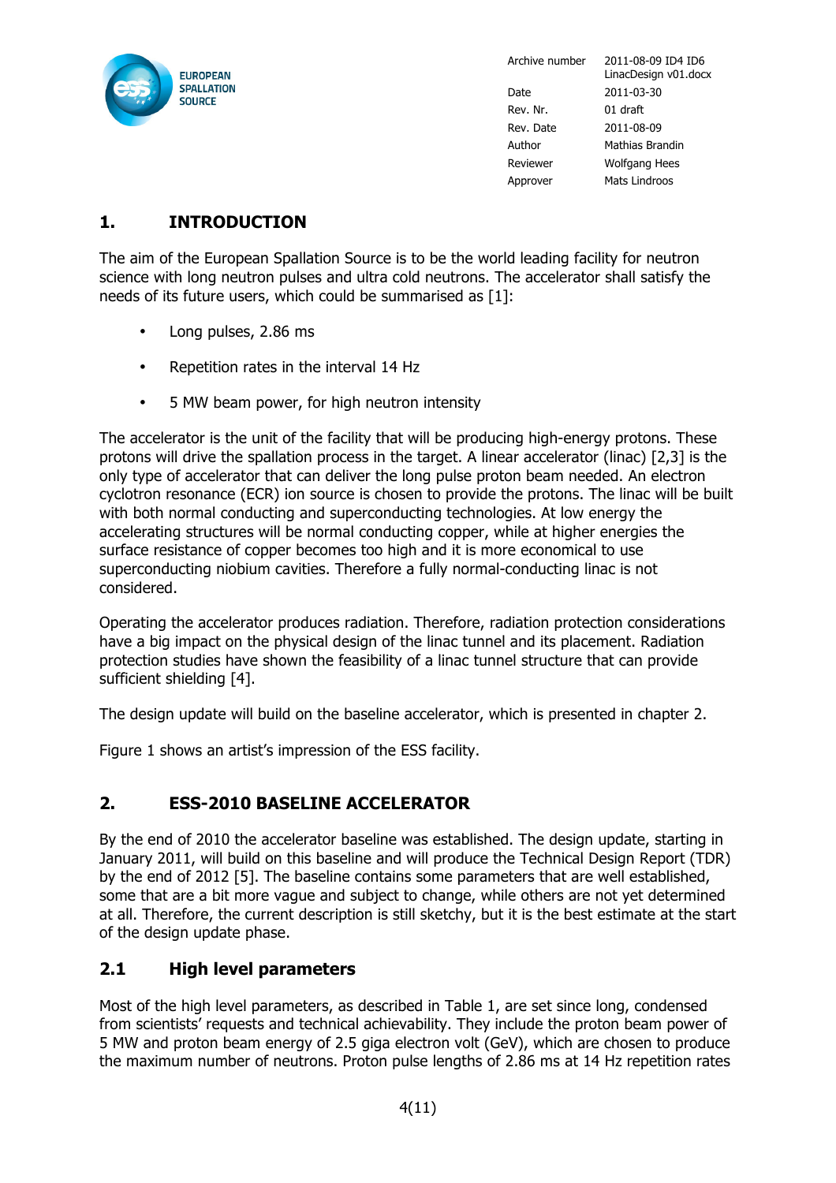| Archive number | 2011-08-09 ID4 ID6 LinacDesign v01.docx |
|---|---|
| Date | 2011-03-30 |
| Rev. Nr. | 01 draft |
| Rev. Date | 2011-08-09 |
| Author | Mathias Brandin |
| Reviewer | Wolfgang Hees |
| Approver | Mats Lindroos |

# 1. INTRODUCTION

The aim of the European Spallation Source is to be the world leading facility for neutron science with long neutron pulses and ultra cold neutrons. The accelerator shall satisfy the needs of its future users, which could be summarised as [1]:

- Long pulses, 2.86 ms
- Repetition rates in the interval 14 Hz
- 5 MW beam power, for high neutron intensity

The accelerator is the unit of the facility that will be producing high-energy protons. These protons will drive the spallation process in the target. A linear accelerator (linac) [2,3] is the only type of accelerator that can deliver the long pulse proton beam needed. An electron cyclotron resonance (ECR) ion source is chosen to provide the protons. The linac will be built with both normal conducting and superconducting technologies. At low energy the accelerating structures will be normal conducting copper, while at higher energies the surface resistance of copper becomes too high and it is more economical to use superconducting niobium cavities. Therefore a fully normal-conducting linac is not considered.

Operating the accelerator produces radiation. Therefore, radiation protection considerations have a big impact on the physical design of the linac tunnel and its placement. Radiation protection studies have shown the feasibility of a linac tunnel structure that can provide sufficient shielding [4].

The design update will build on the baseline accelerator, which is presented in chapter 2.

Figure 1 shows an artist's impression of the ESS facility.

# 2. ESS-2010 BASELINE ACCELERATOR

By the end of 2010 the accelerator baseline was established. The design update, starting in January 2011, will build on this baseline and will produce the Technical Design Report (TDR) by the end of 2012 [5]. The baseline contains some parameters that are well established, some that are a bit more vague and subject to change, while others are not yet determined at all. Therefore, the current description is still sketchy, but it is the best estimate at the start of the design update phase.

## 2.1 High level parameters

Most of the high level parameters, as described in Table 1, are set since long, condensed from scientists' requests and technical achievability. They include the proton beam power of 5 MW and proton beam energy of 2.5 giga electron volt (GeV), which are chosen to produce the maximum number of neutrons. Proton pulse lengths of 2.86 ms at 14 Hz repetition rates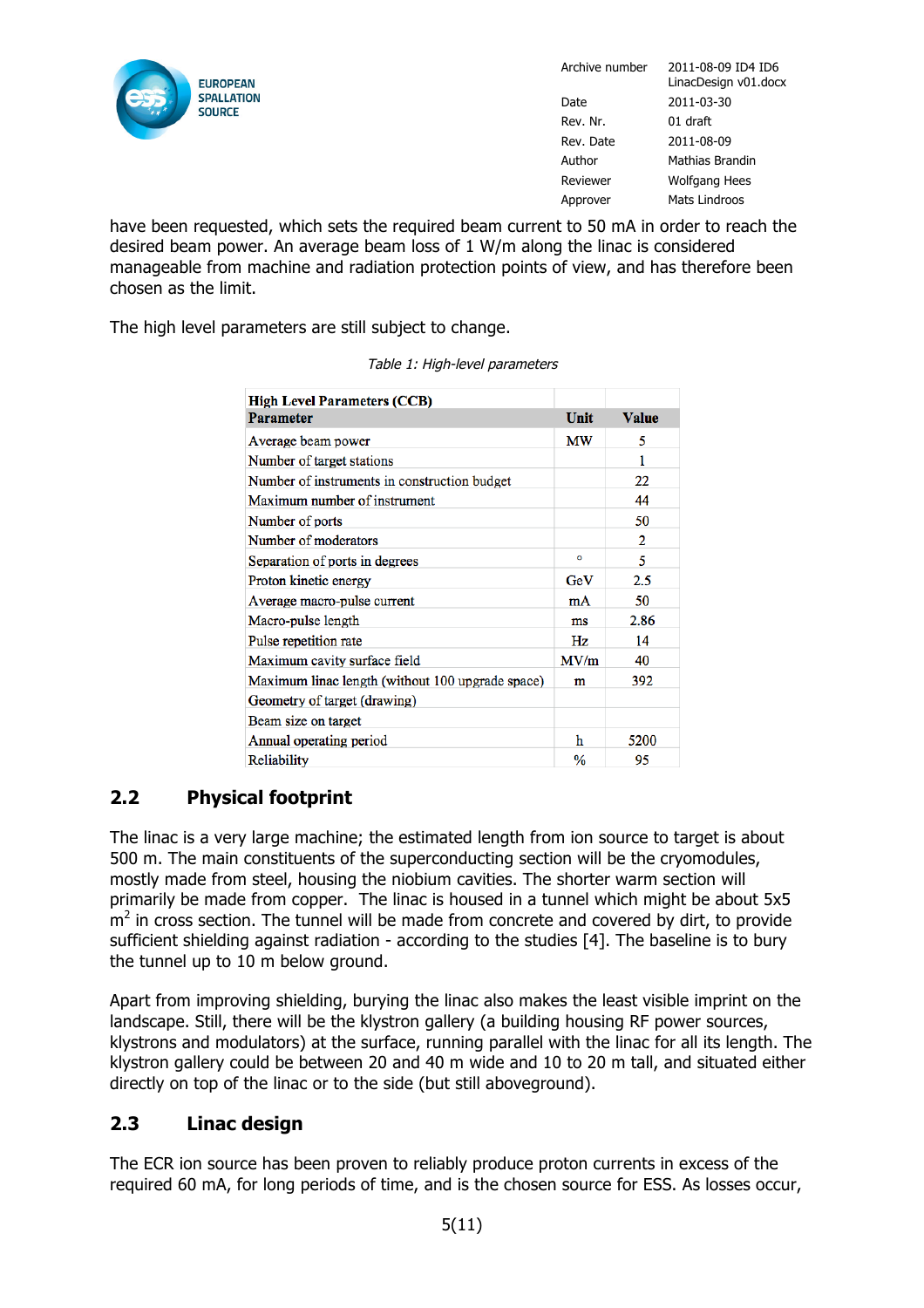have been requested, which sets the required beam current to 50 mA in order to reach the desired beam power. An average beam loss of 1 W/m along the linac is considered manageable from machine and radiation protection points of view, and has therefore been chosen as the limit.

The high level parameters are still subject to change.

*Table 1: High-level parameters*

| High Level Parameters (CCB) | | |
|---|---|---|
| **Parameter** | **Unit** | **Value** |
| Average beam power | MW | 5 |
| Number of target stations | | 1 |
| Number of instruments in construction budget | | 22 |
| Maximum number of instrument | | 44 |
| Number of ports | | 50 |
| Number of moderators | | 2 |
| Separation of ports in degrees | ° | 5 |
| Proton kinetic energy | GeV | 2.5 |
| Average macro-pulse current | mA | 50 |
| Macro-pulse length | ms | 2.86 |
| Pulse repetition rate | Hz | 14 |
| Maximum cavity surface field | MV/m | 40 |
| Maximum linac length (without 100 upgrade space) | m | 392 |
| Geometry of target (drawing) | | |
| Beam size on target | | |
| Annual operating period | h | 5200 |
| Reliability | % | 95 |

## 2.2 Physical footprint

The linac is a very large machine; the estimated length from ion source to target is about 500 m. The main constituents of the superconducting section will be the cryomodules, mostly made from steel, housing the niobium cavities. The shorter warm section will primarily be made from copper. The linac is housed in a tunnel which might be about 5x5 $m^2$ in cross section. The tunnel will be made from concrete and covered by dirt, to provide sufficient shielding against radiation - according to the studies [4]. The baseline is to bury the tunnel up to 10 m below ground.

Apart from improving shielding, burying the linac also makes the least visible imprint on the landscape. Still, there will be the klystron gallery (a building housing RF power sources, klystrons and modulators) at the surface, running parallel with the linac for all its length. The klystron gallery could be between 20 and 40 m wide and 10 to 20 m tall, and situated either directly on top of the linac or to the side (but still aboveground).

## 2.3 Linac design

The ECR ion source has been proven to reliably produce proton currents in excess of the required 60 mA, for long periods of time, and is the chosen source for ESS. As losses occur,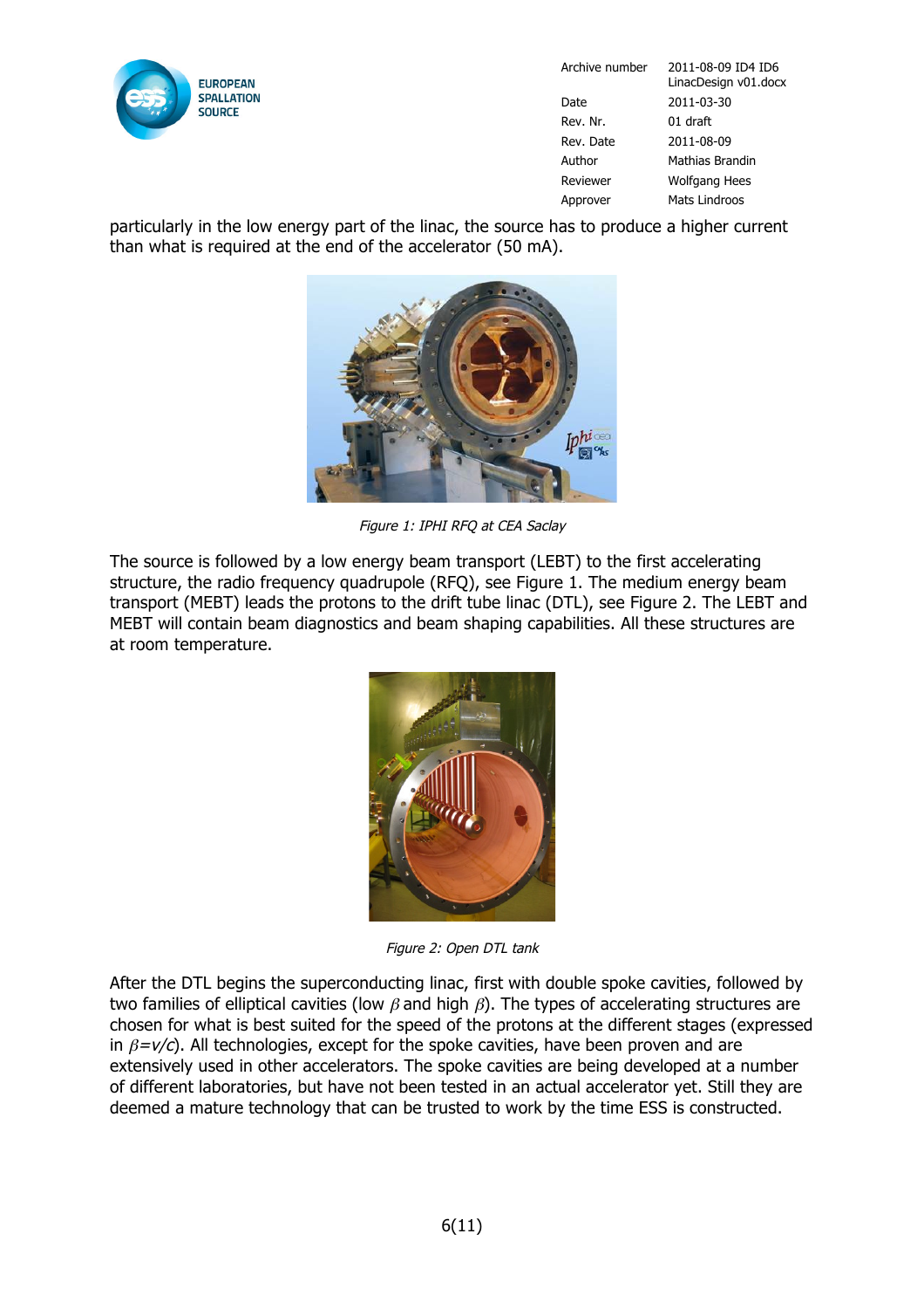particularly in the low energy part of the linac, the source has to produce a higher current than what is required at the end of the accelerator (50 mA).

*Figure 1: IPHI RFQ at CEA Saclay*

The source is followed by a low energy beam transport (LEBT) to the first accelerating structure, the radio frequency quadrupole (RFQ), see Figure 1. The medium energy beam transport (MEBT) leads the protons to the drift tube linac (DTL), see Figure 2. The LEBT and MEBT will contain beam diagnostics and beam shaping capabilities. All these structures are at room temperature.

*Figure 2: Open DTL tank*

After the DTL begins the superconducting linac, first with double spoke cavities, followed by two families of elliptical cavities (low $\beta$ and high $\beta$). The types of accelerating structures are chosen for what is best suited for the speed of the protons at the different stages (expressed in $\beta=v/c$). All technologies, except for the spoke cavities, have been proven and are extensively used in other accelerators. The spoke cavities are being developed at a number of different laboratories, but have not been tested in an actual accelerator yet. Still they are deemed a mature technology that can be trusted to work by the time ESS is constructed.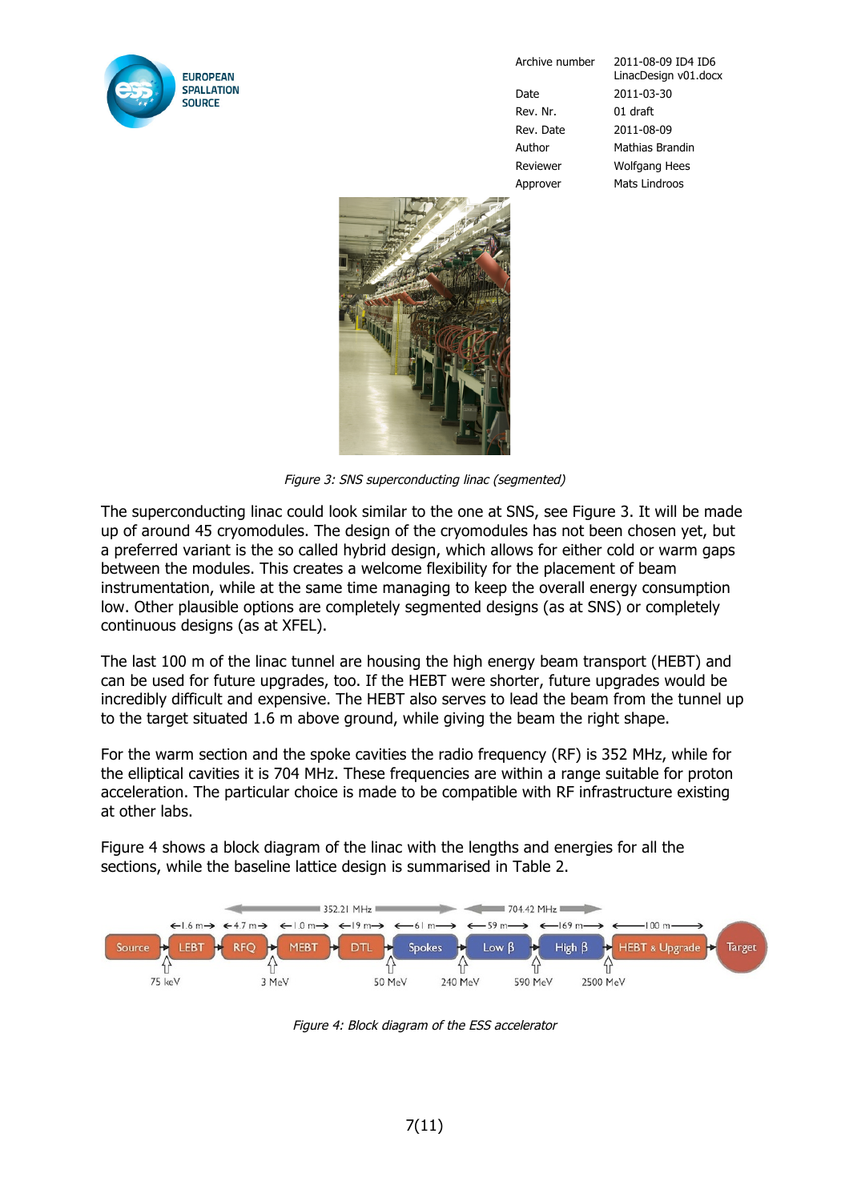Figure 3: SNS superconducting linac (segmented)

The superconducting linac could look similar to the one at SNS, see Figure 3. It will be made up of around 45 cryomodules. The design of the cryomodules has not been chosen yet, but a preferred variant is the so called hybrid design, which allows for either cold or warm gaps between the modules. This creates a welcome flexibility for the placement of beam instrumentation, while at the same time managing to keep the overall energy consumption low. Other plausible options are completely segmented designs (as at SNS) or completely continuous designs (as at XFEL).

The last 100 m of the linac tunnel are housing the high energy beam transport (HEBT) and can be used for future upgrades, too. If the HEBT were shorter, future upgrades would be incredibly difficult and expensive. The HEBT also serves to lead the beam from the tunnel up to the target situated 1.6 m above ground, while giving the beam the right shape.

For the warm section and the spoke cavities the radio frequency (RF) is 352 MHz, while for the elliptical cavities it is 704 MHz. These frequencies are within a range suitable for proton acceleration. The particular choice is made to be compatible with RF infrastructure existing at other labs.

Figure 4 shows a block diagram of the linac with the lengths and energies for all the sections, while the baseline lattice design is summarised in Table 2.

Figure 4: Block diagram of the ESS accelerator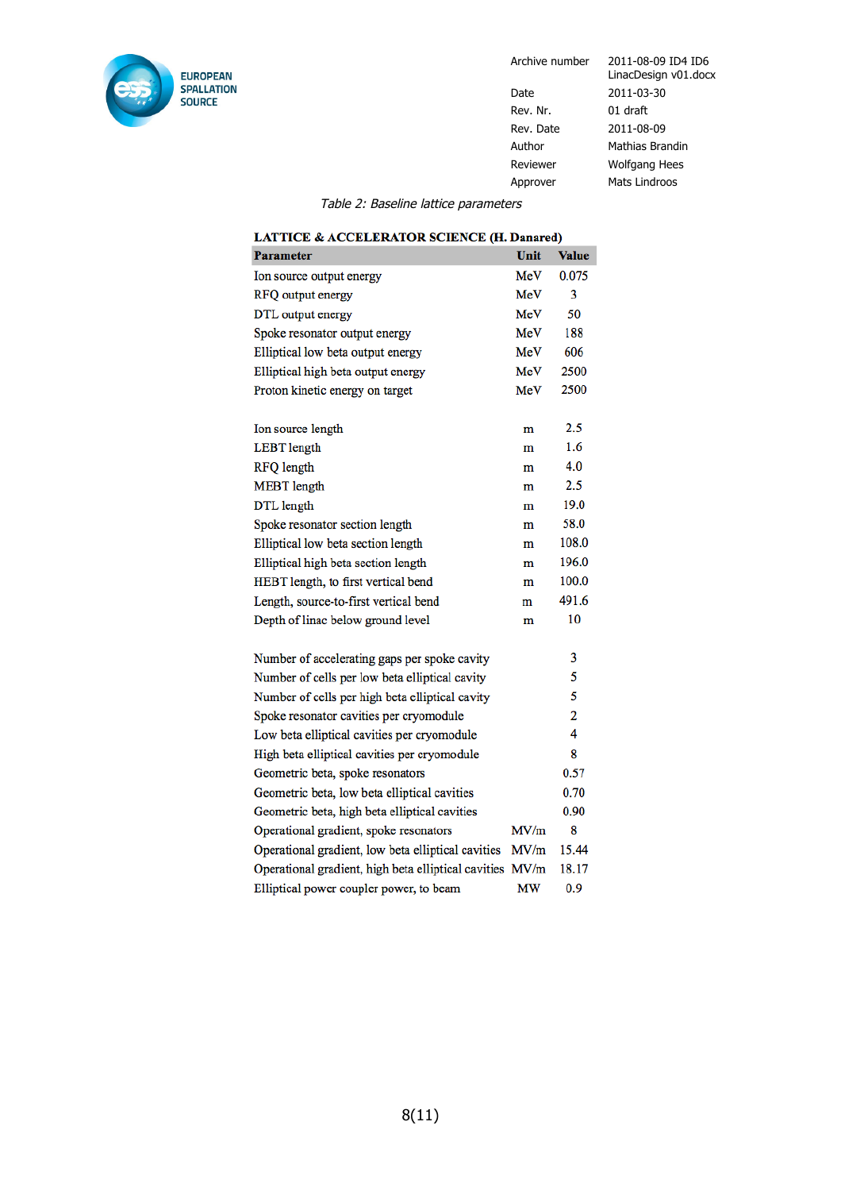*Table 2: Baseline lattice parameters*

**LATTICE & ACCELERATOR SCIENCE (H. Danared)**

| Parameter | Unit | Value |
|---|---|---|
| Ion source output energy | MeV | 0.075 |
| RFQ output energy | MeV | 3 |
| DTL output energy | MeV | 50 |
| Spoke resonator output energy | MeV | 188 |
| Elliptical low beta output energy | MeV | 606 |
| Elliptical high beta output energy | MeV | 2500 |
| Proton kinetic energy on target | MeV | 2500 |
| | | |
| Ion source length | m | 2.5 |
| LEBT length | m | 1.6 |
| RFQ length | m | 4.0 |
| MEBT length | m | 2.5 |
| DTL length | m | 19.0 |
| Spoke resonator section length | m | 58.0 |
| Elliptical low beta section length | m | 108.0 |
| Elliptical high beta section length | m | 196.0 |
| HEBT length, to first vertical bend | m | 100.0 |
| Length, source-to-first vertical bend | m | 491.6 |
| Depth of linac below ground level | m | 10 |
| | | |
| Number of accelerating gaps per spoke cavity | | 3 |
| Number of cells per low beta elliptical cavity | | 5 |
| Number of cells per high beta elliptical cavity | | 5 |
| Spoke resonator cavities per cryomodule | | 2 |
| Low beta elliptical cavities per cryomodule | | 4 |
| High beta elliptical cavities per cryomodule | | 8 |
| Geometric beta, spoke resonators | | 0.57 |
| Geometric beta, low beta elliptical cavities | | 0.70 |
| Geometric beta, high beta elliptical cavities | | 0.90 |
| Operational gradient, spoke resonators | MV/m | 8 |
| Operational gradient, low beta elliptical cavities | MV/m | 15.44 |
| Operational gradient, high beta elliptical cavities | MV/m | 18.17 |
| Elliptical power coupler power, to beam | MW | 0.9 |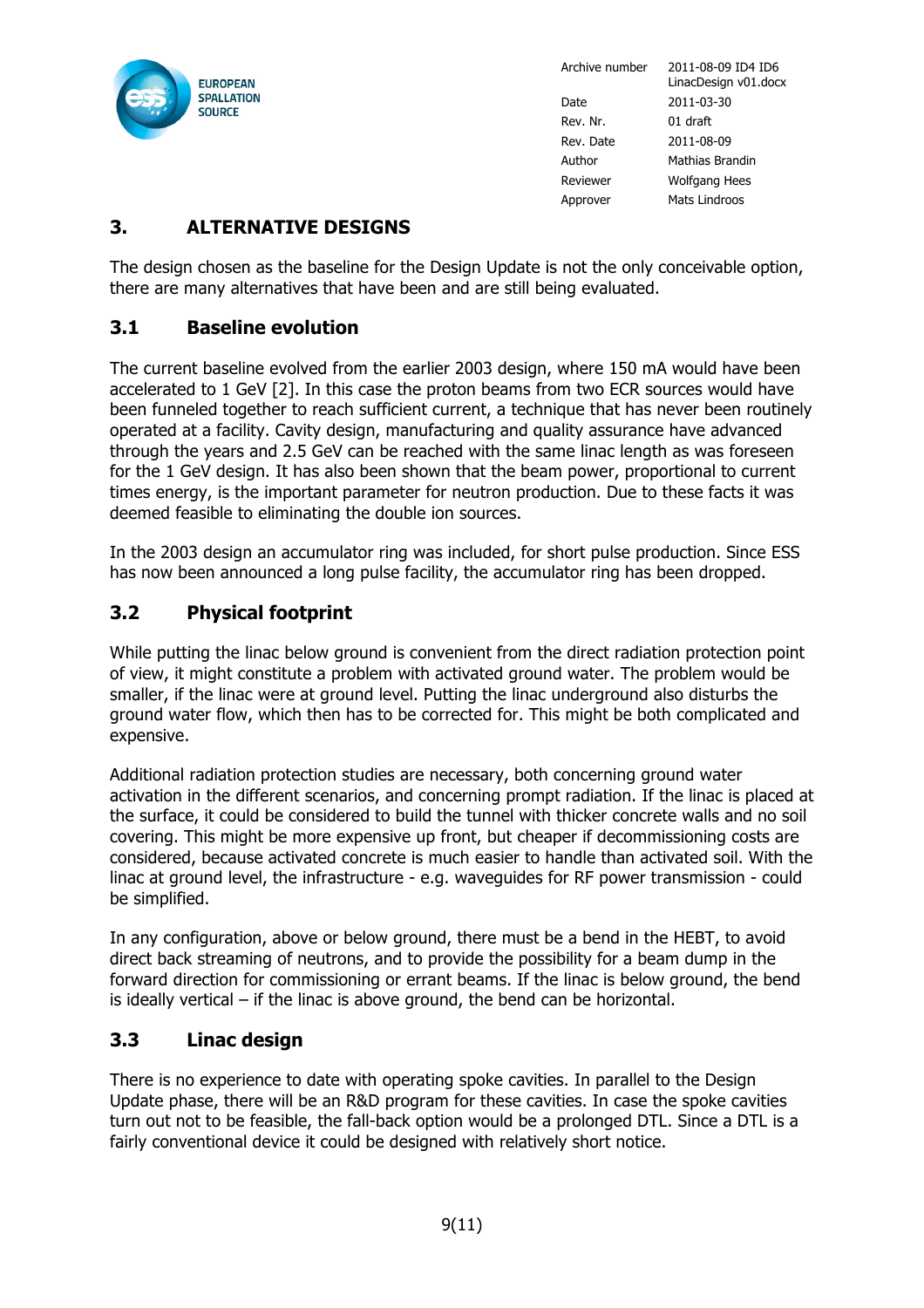# 3. ALTERNATIVE DESIGNS

The design chosen as the baseline for the Design Update is not the only conceivable option, there are many alternatives that have been and are still being evaluated.

## 3.1 Baseline evolution

The current baseline evolved from the earlier 2003 design, where 150 mA would have been accelerated to 1 GeV [2]. In this case the proton beams from two ECR sources would have been funneled together to reach sufficient current, a technique that has never been routinely operated at a facility. Cavity design, manufacturing and quality assurance have advanced through the years and 2.5 GeV can be reached with the same linac length as was foreseen for the 1 GeV design. It has also been shown that the beam power, proportional to current times energy, is the important parameter for neutron production. Due to these facts it was deemed feasible to eliminating the double ion sources.

In the 2003 design an accumulator ring was included, for short pulse production. Since ESS has now been announced a long pulse facility, the accumulator ring has been dropped.

## 3.2 Physical footprint

While putting the linac below ground is convenient from the direct radiation protection point of view, it might constitute a problem with activated ground water. The problem would be smaller, if the linac were at ground level. Putting the linac underground also disturbs the ground water flow, which then has to be corrected for. This might be both complicated and expensive.

Additional radiation protection studies are necessary, both concerning ground water activation in the different scenarios, and concerning prompt radiation. If the linac is placed at the surface, it could be considered to build the tunnel with thicker concrete walls and no soil covering. This might be more expensive up front, but cheaper if decommissioning costs are considered, because activated concrete is much easier to handle than activated soil. With the linac at ground level, the infrastructure - e.g. waveguides for RF power transmission - could be simplified.

In any configuration, above or below ground, there must be a bend in the HEBT, to avoid direct back streaming of neutrons, and to provide the possibility for a beam dump in the forward direction for commissioning or errant beams. If the linac is below ground, the bend is ideally vertical – if the linac is above ground, the bend can be horizontal.

## 3.3 Linac design

There is no experience to date with operating spoke cavities. In parallel to the Design Update phase, there will be an R&D program for these cavities. In case the spoke cavities turn out not to be feasible, the fall-back option would be a prolonged DTL. Since a DTL is a fairly conventional device it could be designed with relatively short notice.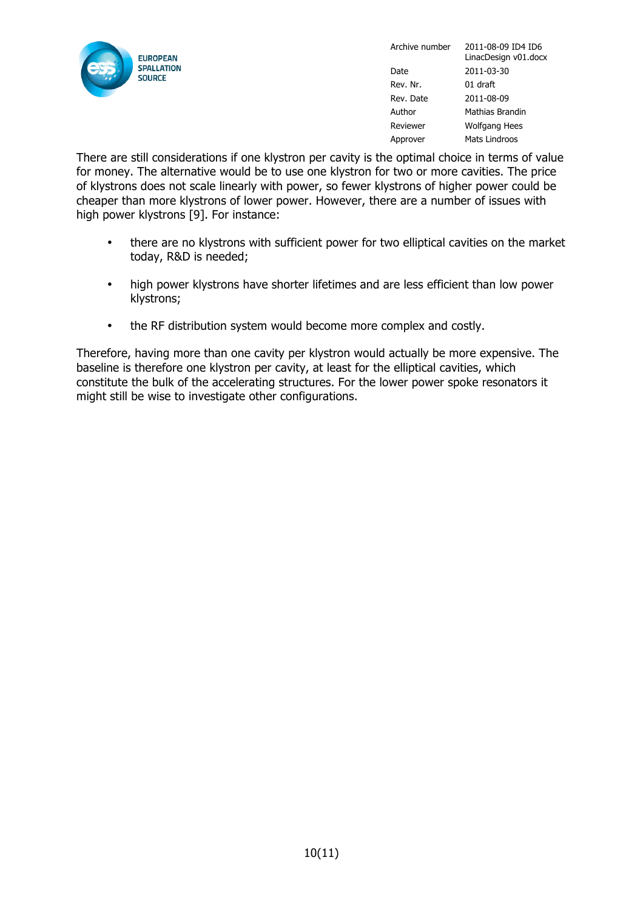There are still considerations if one klystron per cavity is the optimal choice in terms of value for money. The alternative would be to use one klystron for two or more cavities. The price of klystrons does not scale linearly with power, so fewer klystrons of higher power could be cheaper than more klystrons of lower power. However, there are a number of issues with high power klystrons [9]. For instance:

- there are no klystrons with sufficient power for two elliptical cavities on the market today, R&D is needed;
- high power klystrons have shorter lifetimes and are less efficient than low power klystrons;
- the RF distribution system would become more complex and costly.

Therefore, having more than one cavity per klystron would actually be more expensive. The baseline is therefore one klystron per cavity, at least for the elliptical cavities, which constitute the bulk of the accelerating structures. For the lower power spoke resonators it might still be wise to investigate other configurations.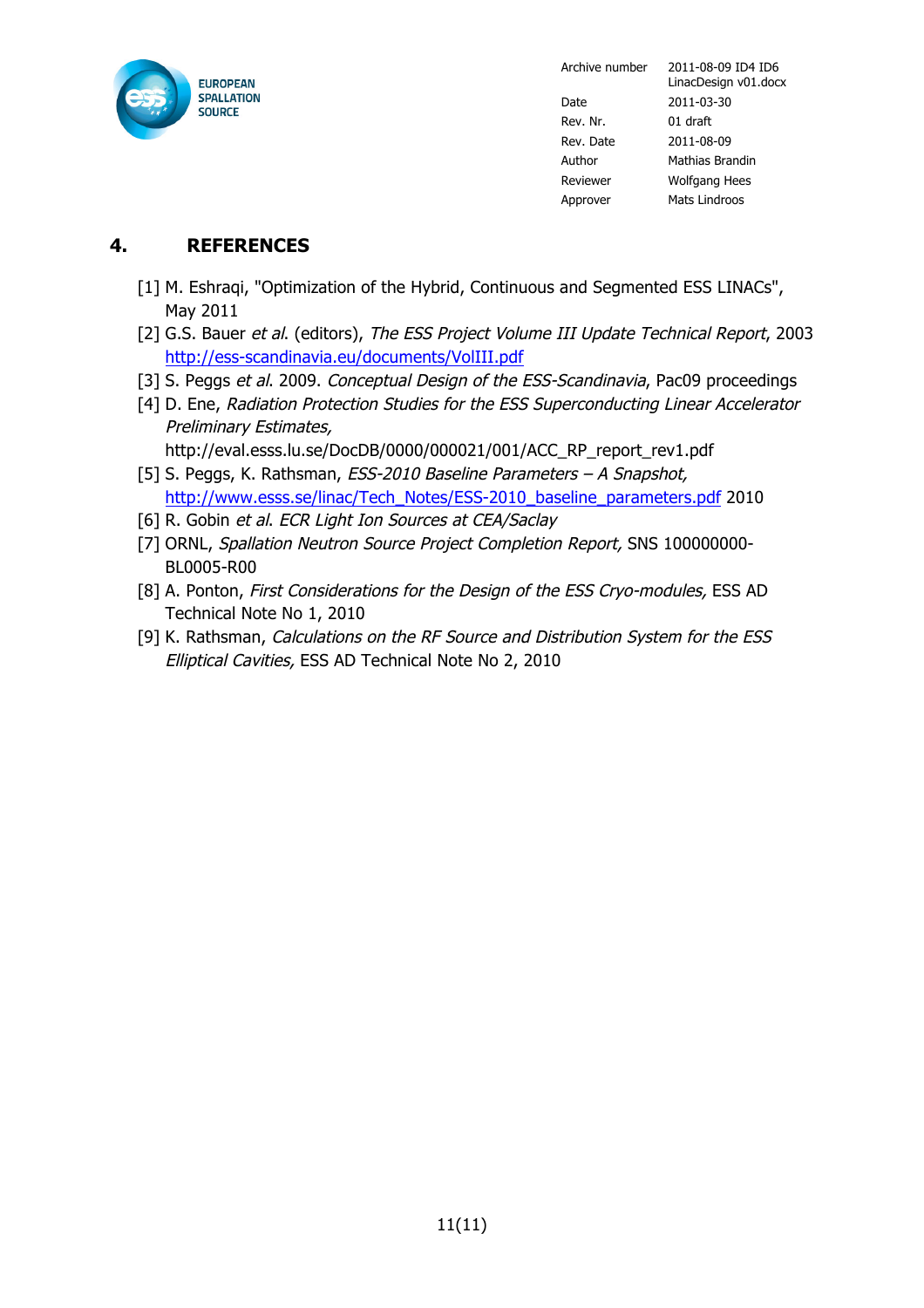# 4. REFERENCES

[1] M. Eshraqi, "Optimization of the Hybrid, Continuous and Segmented ESS LINACs", May 2011

[2] G.S. Bauer *et al.* (editors), *The ESS Project Volume III Update Technical Report*, 2003 http://ess-scandinavia.eu/documents/VolIII.pdf

[3] S. Peggs *et al.* 2009. *Conceptual Design of the ESS-Scandinavia*, Pac09 proceedings

[4] D. Ene, *Radiation Protection Studies for the ESS Superconducting Linear Accelerator Preliminary Estimates,* http://eval.esss.lu.se/DocDB/0000/000021/001/ACC_RP_report_rev1.pdf

[5] S. Peggs, K. Rathsman, *ESS-2010 Baseline Parameters – A Snapshot,* http://www.esss.se/linac/Tech_Notes/ESS-2010_baseline_parameters.pdf 2010

[6] R. Gobin *et al. ECR Light Ion Sources at CEA/Saclay*

[7] ORNL, *Spallation Neutron Source Project Completion Report,* SNS 100000000-BL0005-R00

[8] A. Ponton, *First Considerations for the Design of the ESS Cryo-modules,* ESS AD Technical Note No 1, 2010

[9] K. Rathsman, *Calculations on the RF Source and Distribution System for the ESS Elliptical Cavities,* ESS AD Technical Note No 2, 2010